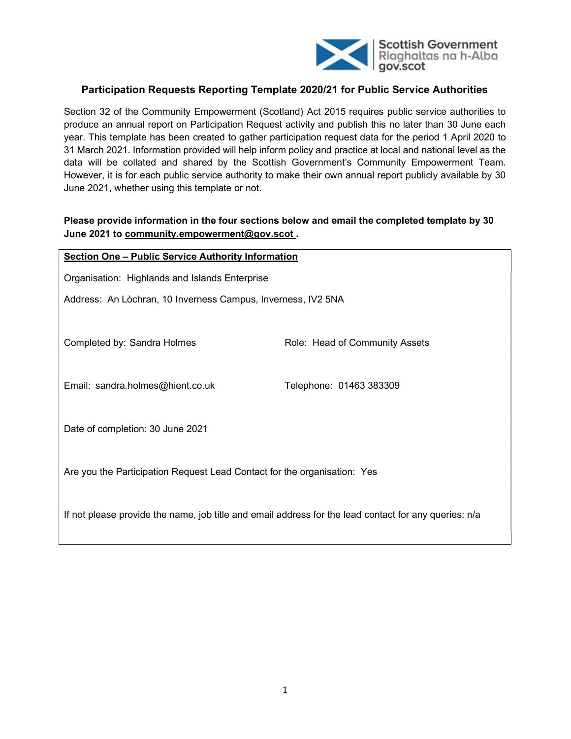## Participation Requests Reporting Template 2020/21 for Public Service Authorities

Section 32 of the Community Empowerment (Scotland) Act 2015 requires public service authorities to produce an annual report on Participation Request activity and publish this no later than 30 June each year. This template has been created to gather participation request data for the period 1 April 2020 to 31 March 2021. Information provided will help inform policy and practice at local and national level as the data will be collated and shared by the Scottish Government's Community Empowerment Team. However, it is for each public service authority to make their own annual report publicly available by 30 June 2021, whether using this template or not.

**Please provide information in the four sections below and email the completed template by 30 June 2021 to community.empowerment@gov.scot .**

**Section One – Public Service Authority Information**

Organisation: Highlands and Islands Enterprise

Address: An Lòchran, 10 Inverness Campus, Inverness, IV2 5NA

Completed by: Sandra Holmes

Role: Head of Community Assets

Email: sandra.holmes@hient.co.uk

Telephone: 01463 383309

Date of completion: 30 June 2021

Are you the Participation Request Lead Contact for the organisation: Yes

If not please provide the name, job title and email address for the lead contact for any queries: n/a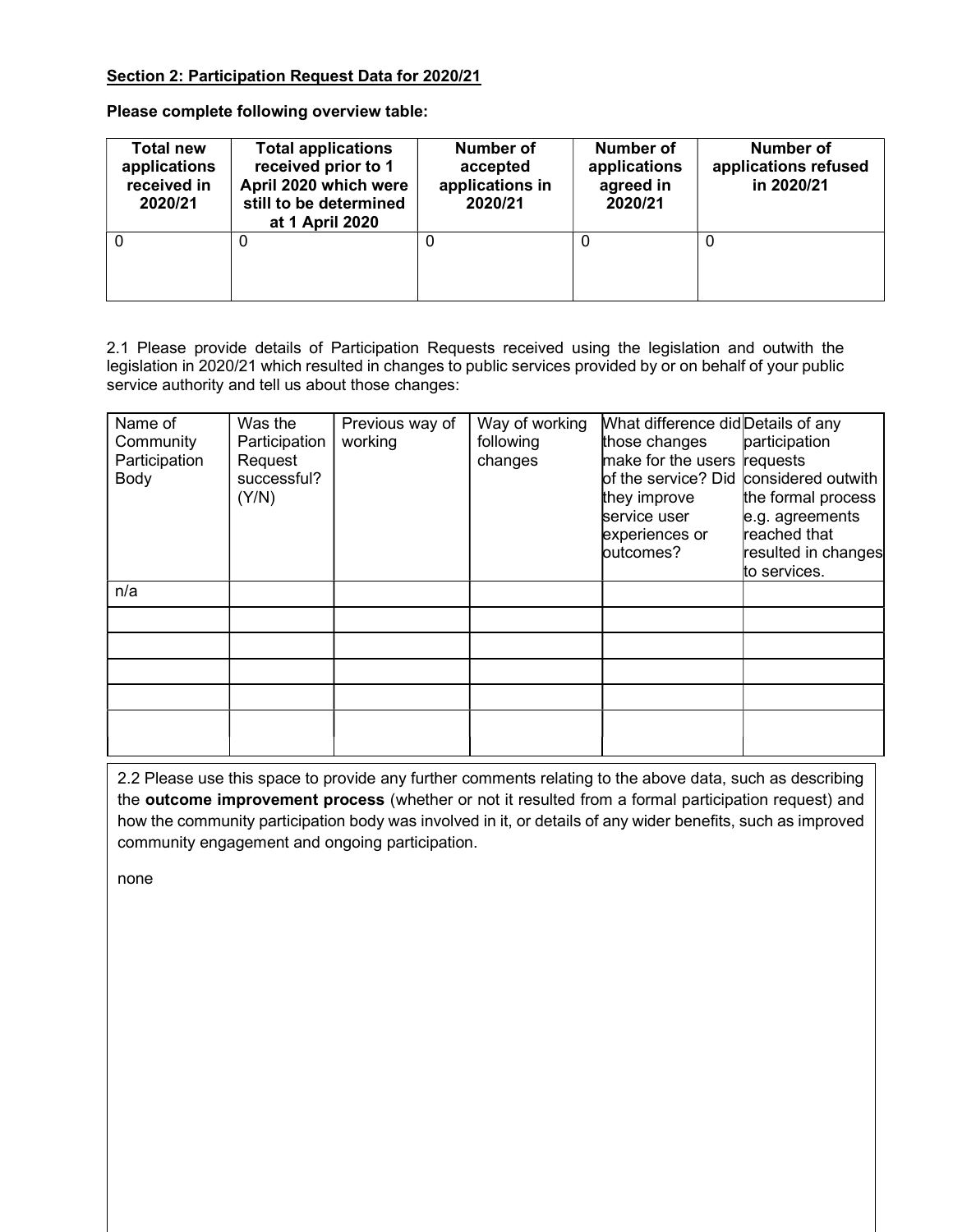**Section 2: Participation Request Data for 2020/21**

**Please complete following overview table:**

| Total new applications received in 2020/21 | Total applications received prior to 1 April 2020 which were still to be determined at 1 April 2020 | Number of accepted applications in 2020/21 | Number of applications agreed in 2020/21 | Number of applications refused in 2020/21 |
|---|---|---|---|---|
| 0 | 0 | 0 | 0 | 0 |

2.1 Please provide details of Participation Requests received using the legislation and outwith the legislation in 2020/21 which resulted in changes to public services provided by or on behalf of your public service authority and tell us about those changes:

| Name of Community Participation Body | Was the Participation Request successful? (Y/N) | Previous way of working | Way of working following changes | What difference did those changes make for the users of the service? Did they improve service user experiences or outcomes? | Details of any participation requests considered outwith the formal process e.g. agreements reached that resulted in changes to services. |
|---|---|---|---|---|---|
| n/a | | | | | |
| | | | | | |
| | | | | | |
| | | | | | |
| | | | | | |
| | | | | | |

2.2 Please use this space to provide any further comments relating to the above data, such as describing the **outcome improvement process** (whether or not it resulted from a formal participation request) and how the community participation body was involved in it, or details of any wider benefits, such as improved community engagement and ongoing participation.

none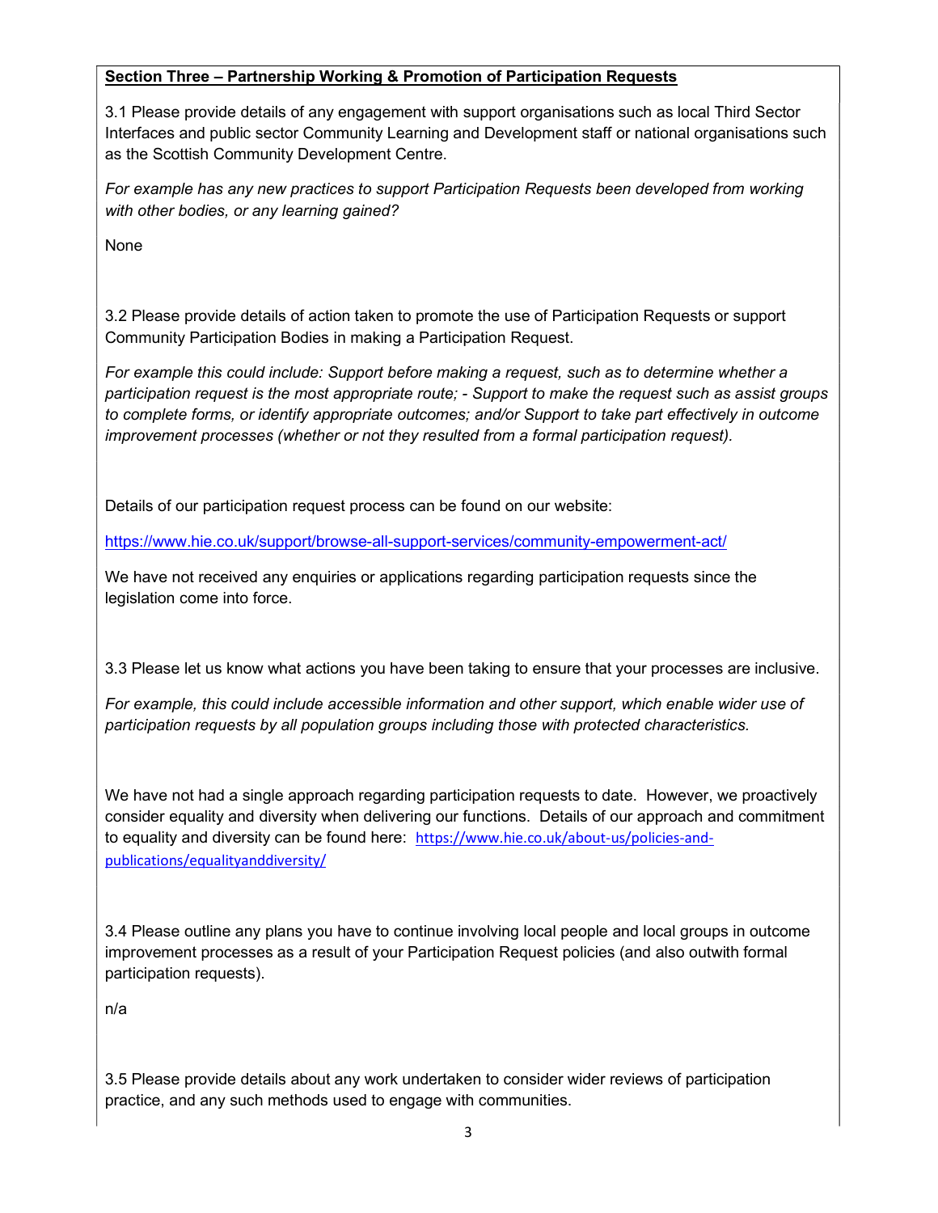**Section Three – Partnership Working & Promotion of Participation Requests**

3.1 Please provide details of any engagement with support organisations such as local Third Sector Interfaces and public sector Community Learning and Development staff or national organisations such as the Scottish Community Development Centre.

*For example has any new practices to support Participation Requests been developed from working with other bodies, or any learning gained?*

None

3.2 Please provide details of action taken to promote the use of Participation Requests or support Community Participation Bodies in making a Participation Request.

*For example this could include: Support before making a request, such as to determine whether a participation request is the most appropriate route; - Support to make the request such as assist groups to complete forms, or identify appropriate outcomes; and/or Support to take part effectively in outcome improvement processes (whether or not they resulted from a formal participation request).*

Details of our participation request process can be found on our website:

https://www.hie.co.uk/support/browse-all-support-services/community-empowerment-act/

We have not received any enquiries or applications regarding participation requests since the legislation come into force.

3.3 Please let us know what actions you have been taking to ensure that your processes are inclusive.

*For example, this could include accessible information and other support, which enable wider use of participation requests by all population groups including those with protected characteristics.*

We have not had a single approach regarding participation requests to date. However, we proactively consider equality and diversity when delivering our functions. Details of our approach and commitment to equality and diversity can be found here: https://www.hie.co.uk/about-us/policies-and-publications/equalityanddiversity/

3.4 Please outline any plans you have to continue involving local people and local groups in outcome improvement processes as a result of your Participation Request policies (and also outwith formal participation requests).

n/a

3.5 Please provide details about any work undertaken to consider wider reviews of participation practice, and any such methods used to engage with communities.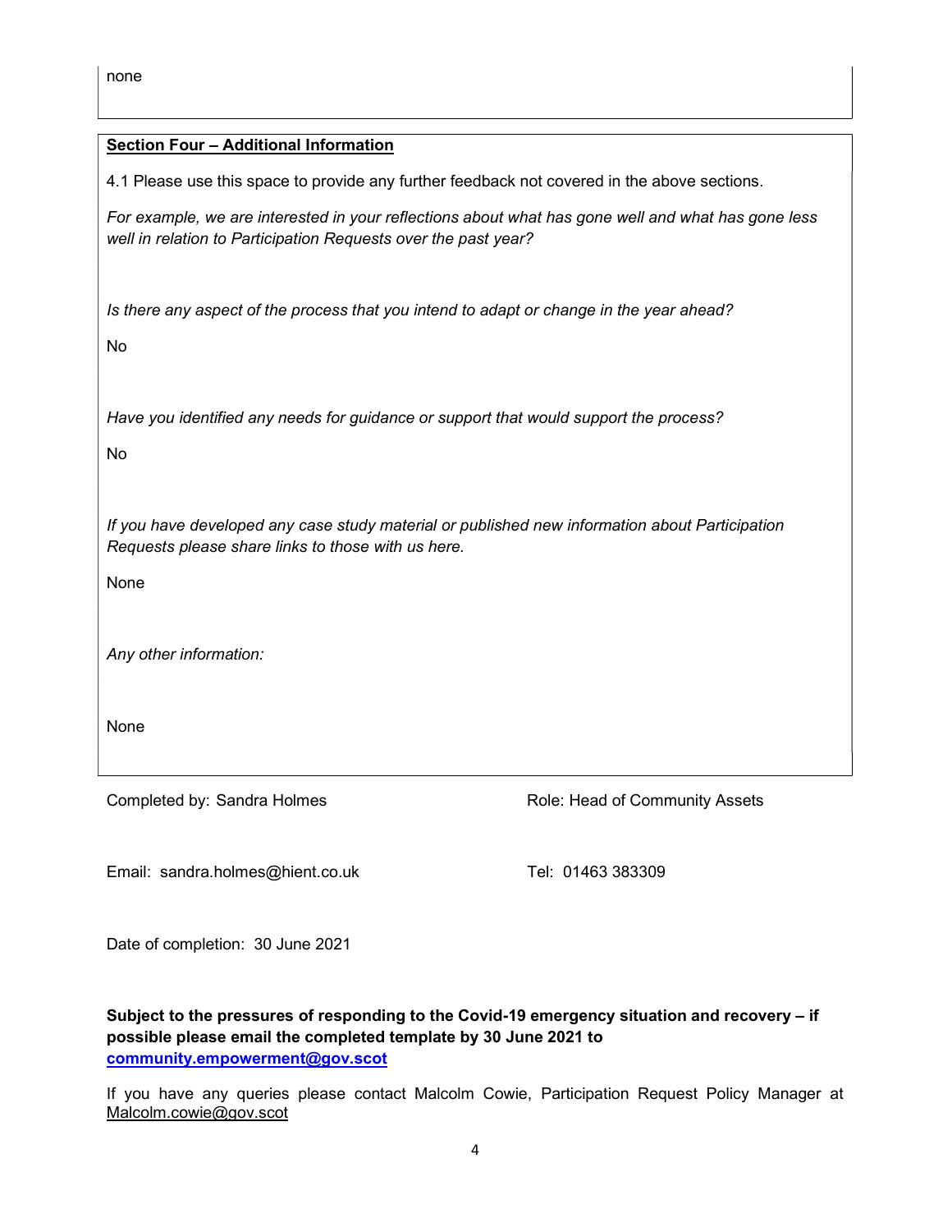none

**Section Four – Additional Information**

4.1 Please use this space to provide any further feedback not covered in the above sections.

*For example, we are interested in your reflections about what has gone well and what has gone less well in relation to Participation Requests over the past year?*

*Is there any aspect of the process that you intend to adapt or change in the year ahead?*

No

*Have you identified any needs for guidance or support that would support the process?*

No

*If you have developed any case study material or published new information about Participation Requests please share links to those with us here.*

None

*Any other information:*

None

Completed by: Sandra Holmes

Role: Head of Community Assets

Email: sandra.holmes@hient.co.uk

Tel: 01463 383309

Date of completion: 30 June 2021

**Subject to the pressures of responding to the Covid-19 emergency situation and recovery – if possible please email the completed template by 30 June 2021 to community.empowerment@gov.scot**

If you have any queries please contact Malcolm Cowie, Participation Request Policy Manager at Malcolm.cowie@gov.scot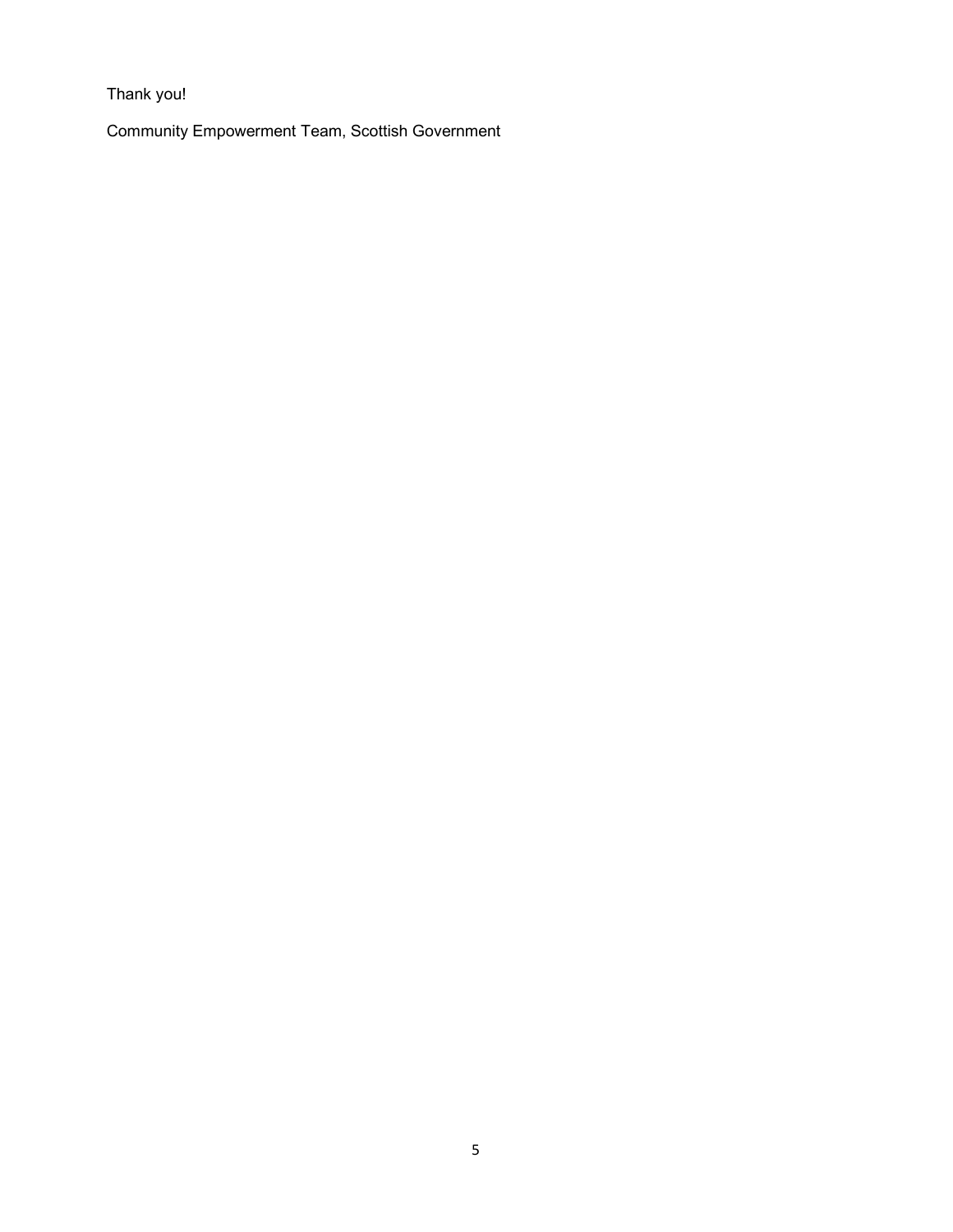Thank you!

Community Empowerment Team, Scottish Government